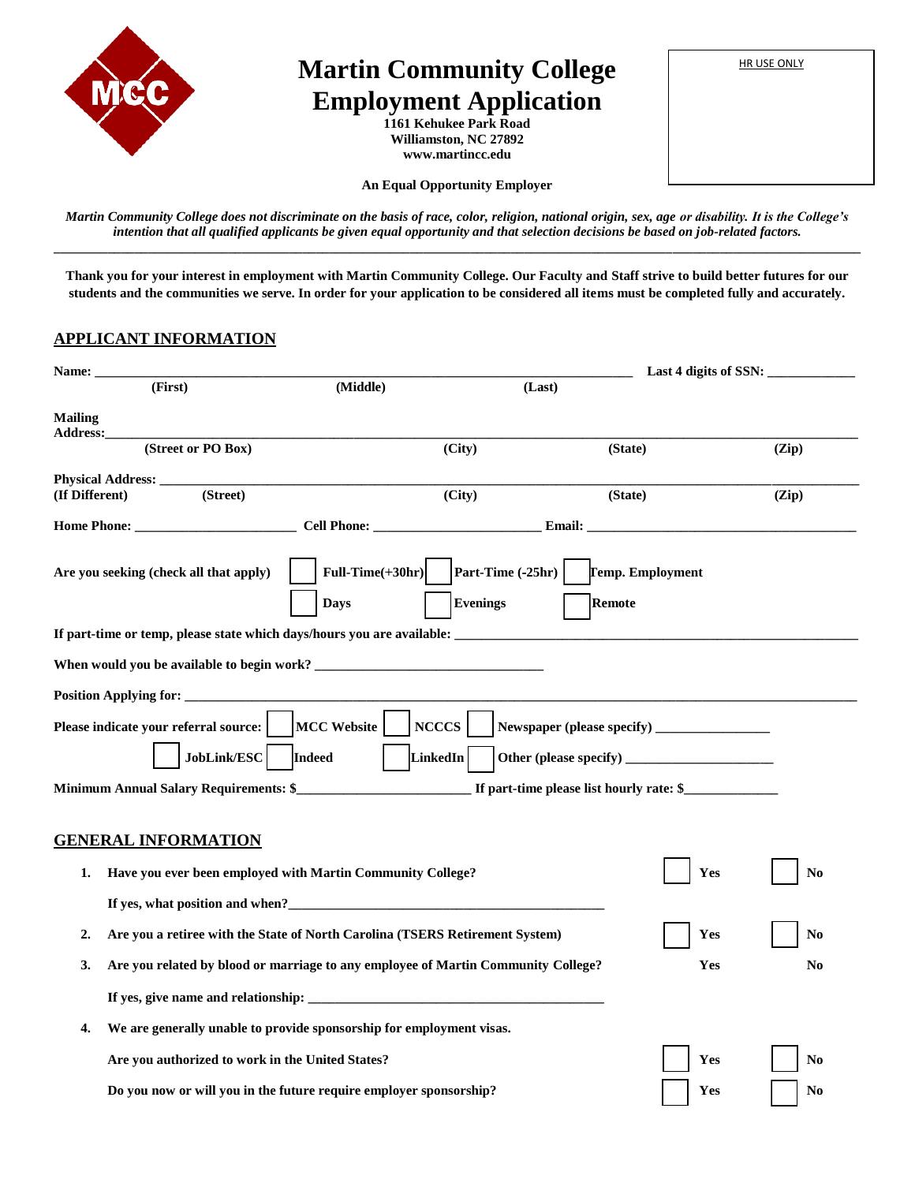# Martin Community College Employment Application

**1161 Kehukee Park Road**
**Williamston, NC 27892**
**www.martincc.edu**

HR USE ONLY

**An Equal Opportunity Employer**

*Martin Community College does not discriminate on the basis of race, color, religion, national origin, sex, age or disability. It is the College's intention that all qualified applicants be given equal opportunity and that selection decisions be based on job-related factors.*

---

**Thank you for your interest in employment with Martin Community College. Our Faculty and Staff strive to build better futures for our students and the communities we serve. In order for your application to be considered all items must be completed fully and accurately.**

## APPLICANT INFORMATION

**Name:** ______________________________________________ **Last 4 digits of SSN:** ____________
**(First)** **(Middle)** **(Last)**

**Mailing Address:**______________________________________________________________
**(Street or PO Box)** **(City)** **(State)** **(Zip)**

**Physical Address:** ______________________________________________________________
**(If Different)** **(Street)** **(City)** **(State)** **(Zip)**

**Home Phone:** ____________________ **Cell Phone:** ____________________ **Email:** ______________________________

**Are you seeking (check all that apply)** ☐ **Full-Time(+30hr)** ☐ **Part-Time (-25hr)** ☐ **Temp. Employment**
☐ **Days** ☐ **Evenings** ☐ **Remote**

**If part-time or temp, please state which days/hours you are available:** ______________________________

**When would you be available to begin work?** ____________________________

**Position Applying for:** ______________________________________________________________

**Please indicate your referral source:** ☐ **MCC Website** ☐ **NCCCS** ☐ **Newspaper (please specify)** ______________
☐ **JobLink/ESC** ☐ **Indeed** ☐ **LinkedIn** ☐ **Other (please specify)** ____________________

**Minimum Annual Salary Requirements: $**______________________ **If part-time please list hourly rate: $**____________

## GENERAL INFORMATION

1. **Have you ever been employed with Martin Community College?** ☐ **Yes** ☐ **No**

   **If yes, what position and when?**____________________________________________

2. **Are you a retiree with the State of North Carolina (TSERS Retirement System)** ☐ **Yes** ☐ **No**

3. **Are you related by blood or marriage to any employee of Martin Community College?** **Yes** **No**

   **If yes, give name and relationship:** ________________________________________

4. **We are generally unable to provide sponsorship for employment visas.**

   **Are you authorized to work in the United States?** ☐ **Yes** ☐ **No**

   **Do you now or will you in the future require employer sponsorship?** ☐ **Yes** ☐ **No**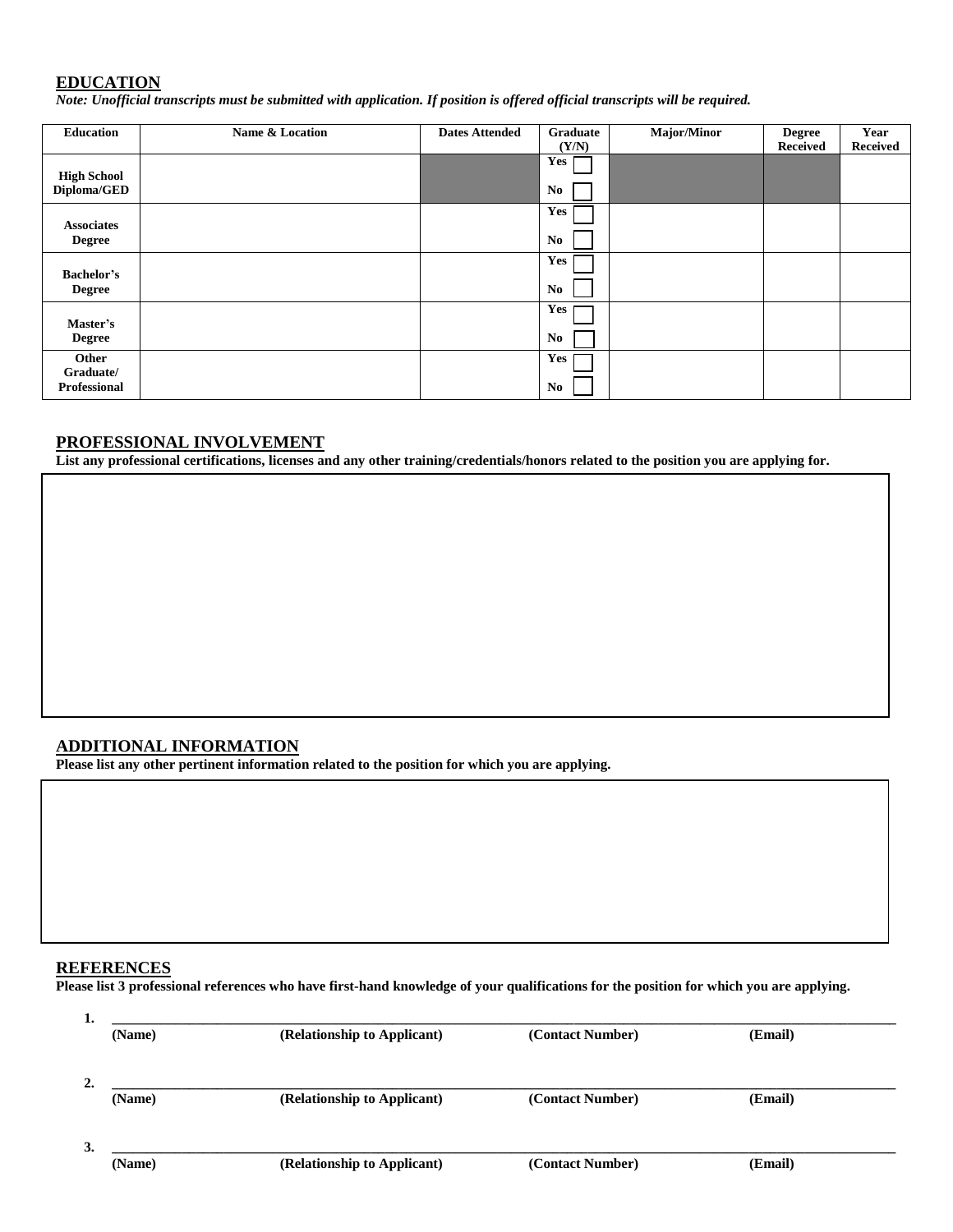## EDUCATION

*Note: Unofficial transcripts must be submitted with application. If position is offered official transcripts will be required.*

| Education | Name & Location | Dates Attended | Graduate (Y/N) | Major/Minor | Degree Received | Year Received |
|---|---|---|---|---|---|---|
| **High School Diploma/GED** | | | Yes ☐ No ☐ | | | |
| **Associates Degree** | | | Yes ☐ No ☐ | | | |
| **Bachelor's Degree** | | | Yes ☐ No ☐ | | | |
| **Master's Degree** | | | Yes ☐ No ☐ | | | |
| **Other Graduate/ Professional** | | | Yes ☐ No ☐ | | | |

## PROFESSIONAL INVOLVEMENT

**List any professional certifications, licenses and any other training/credentials/honors related to the position you are applying for.**

## ADDITIONAL INFORMATION

**Please list any other pertinent information related to the position for which you are applying.**

## REFERENCES

**Please list 3 professional references who have first-hand knowledge of your qualifications for the position for which you are applying.**

1. ______________________________________________________________________________
   **(Name) (Relationship to Applicant) (Contact Number) (Email)**

2. ______________________________________________________________________________
   **(Name) (Relationship to Applicant) (Contact Number) (Email)**

3. ______________________________________________________________________________
   **(Name) (Relationship to Applicant) (Contact Number) (Email)**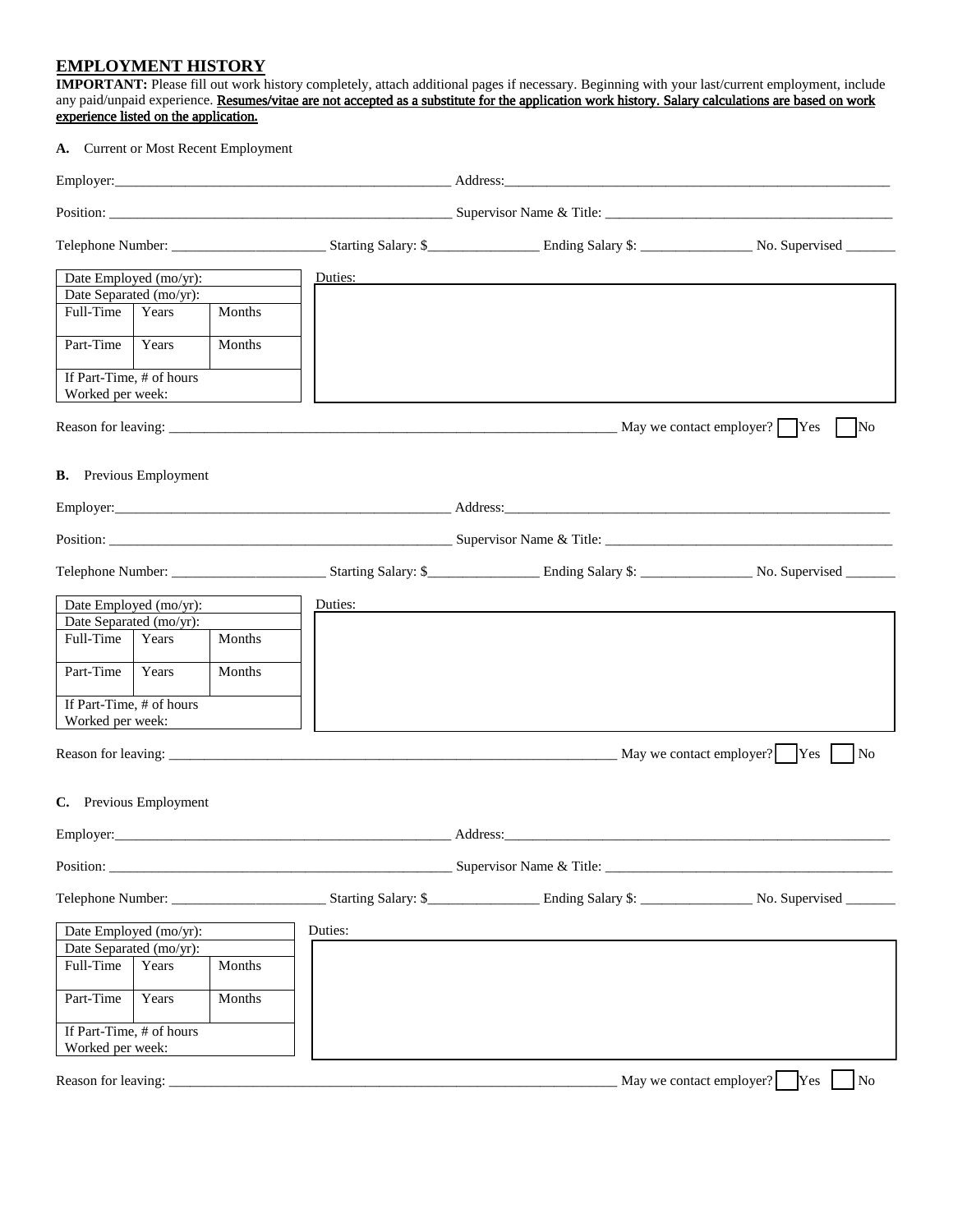## EMPLOYMENT HISTORY

**IMPORTANT:** Please fill out work history completely, attach additional pages if necessary. Beginning with your last/current employment, include any paid/unpaid experience. **<u>Resumes/vitae are not accepted as a substitute for the application work history. Salary calculations are based on work experience listed on the application.</u>**

**A.** Current or Most Recent Employment

Employer:_______________________________________________ Address:_______________________________________________________

Position: _______________________________________________ Supervisor Name & Title: ________________________________________

Telephone Number: _____________________ Starting Salary: $_______________ Ending Salary $: _______________ No. Supervised _______

| Date Employed (mo/yr): | | |
|---|---|---|
| Date Separated (mo/yr): | | |
| Full-Time | Years | Months |
| Part-Time | Years | Months |
| If Part-Time, # of hours Worked per week: | | |

Duties:

Reason for leaving: _________________________________________________________________ May we contact employer? ☐ Yes ☐ No

**B.** Previous Employment

Employer:_______________________________________________ Address:_______________________________________________________

Position: _______________________________________________ Supervisor Name & Title: ________________________________________

Telephone Number: _____________________ Starting Salary: $_______________ Ending Salary $: _______________ No. Supervised _______

| Date Employed (mo/yr): | | |
|---|---|---|
| Date Separated (mo/yr): | | |
| Full-Time | Years | Months |
| Part-Time | Years | Months |
| If Part-Time, # of hours Worked per week: | | |

Duties:

Reason for leaving: _________________________________________________________________ May we contact employer? ☐ Yes ☐ No

**C.** Previous Employment

Employer:_______________________________________________ Address:_______________________________________________________

Position: _______________________________________________ Supervisor Name & Title: ________________________________________

Telephone Number: _____________________ Starting Salary: $_______________ Ending Salary $: _______________ No. Supervised _______

| Date Employed (mo/yr): | | |
|---|---|---|
| Date Separated (mo/yr): | | |
| Full-Time | Years | Months |
| Part-Time | Years | Months |
| If Part-Time, # of hours Worked per week: | | |

Duties:

Reason for leaving: _________________________________________________________________ May we contact employer? ☐ Yes ☐ No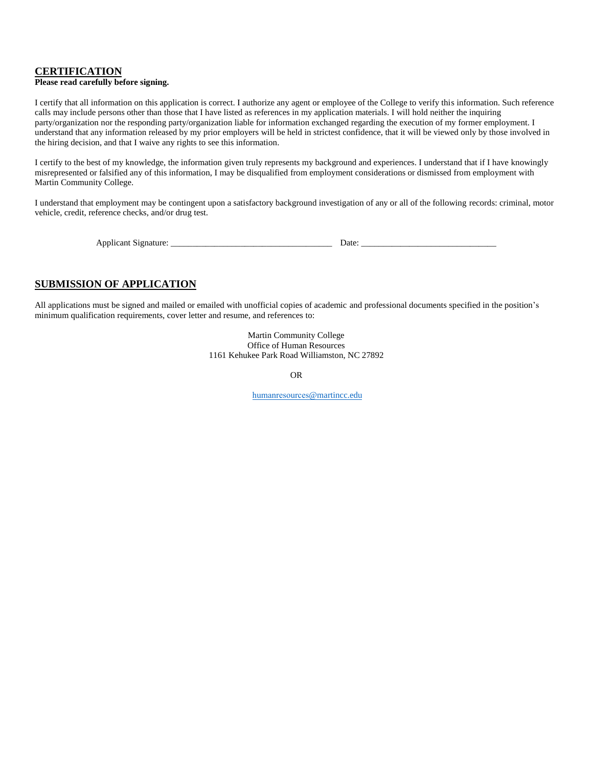## CERTIFICATION

**Please read carefully before signing.**

I certify that all information on this application is correct. I authorize any agent or employee of the College to verify this information. Such reference calls may include persons other than those that I have listed as references in my application materials. I will hold neither the inquiring party/organization nor the responding party/organization liable for information exchanged regarding the execution of my former employment. I understand that any information released by my prior employers will be held in strictest confidence, that it will be viewed only by those involved in the hiring decision, and that I waive any rights to see this information.

I certify to the best of my knowledge, the information given truly represents my background and experiences. I understand that if I have knowingly misrepresented or falsified any of this information, I may be disqualified from employment considerations or dismissed from employment with Martin Community College.

I understand that employment may be contingent upon a satisfactory background investigation of any or all of the following records: criminal, motor vehicle, credit, reference checks, and/or drug test.

Applicant Signature: ____________________________________ Date: ______________________________

## SUBMISSION OF APPLICATION

All applications must be signed and mailed or emailed with unofficial copies of academic and professional documents specified in the position's minimum qualification requirements, cover letter and resume, and references to:

Martin Community College
Office of Human Resources
1161 Kehukee Park Road Williamston, NC 27892

OR

humanresources@martincc.edu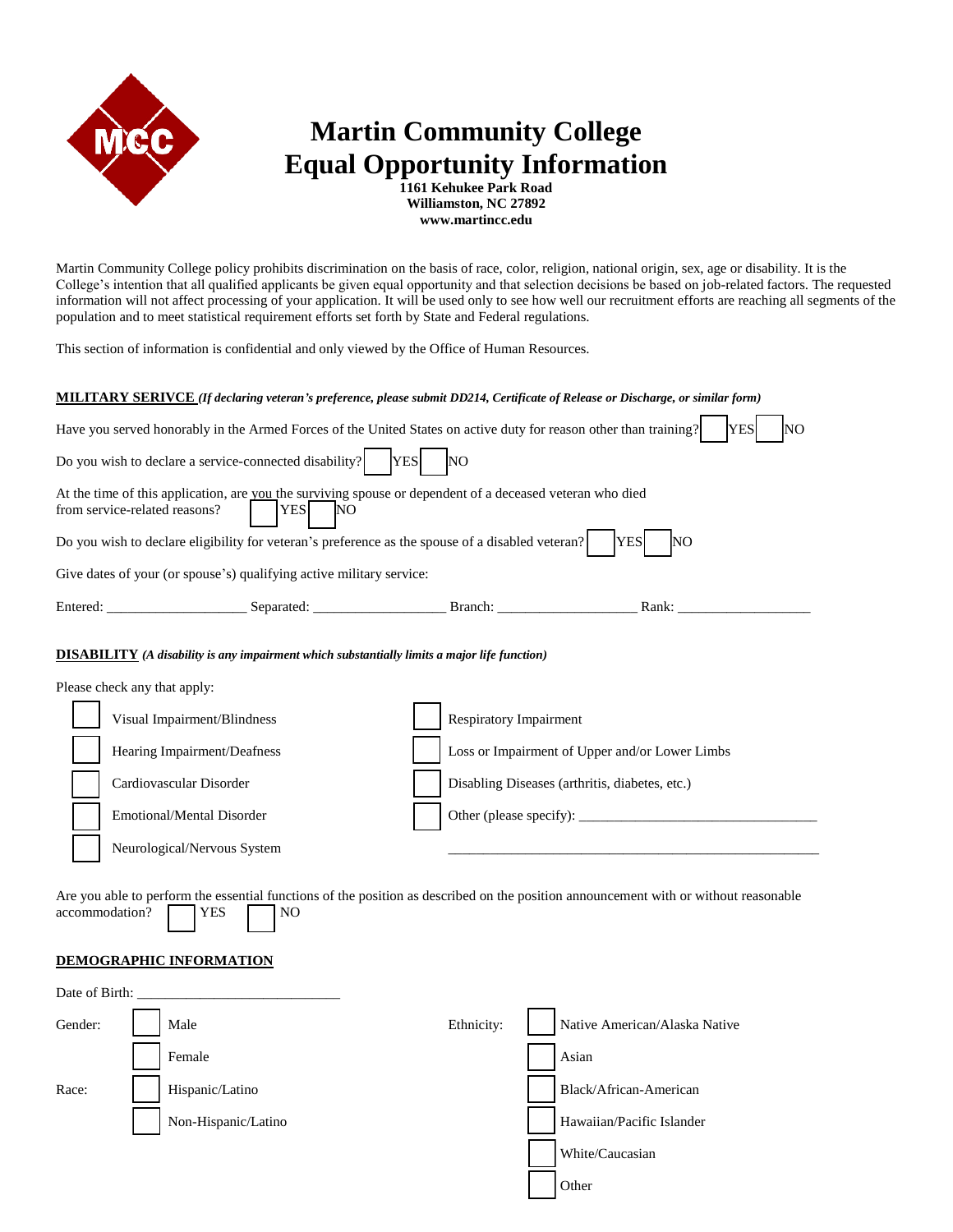# Martin Community College
# Equal Opportunity Information

**1161 Kehukee Park Road**
**Williamston, NC 27892**
**www.martincc.edu**

Martin Community College policy prohibits discrimination on the basis of race, color, religion, national origin, sex, age or disability. It is the College's intention that all qualified applicants be given equal opportunity and that selection decisions be based on job-related factors. The requested information will not affect processing of your application. It will be used only to see how well our recruitment efforts are reaching all segments of the population and to meet statistical requirement efforts set forth by State and Federal regulations.

This section of information is confidential and only viewed by the Office of Human Resources.

**MILITARY SERIVCE** ***(If declaring veteran's preference, please submit DD214, Certificate of Release or Discharge, or similar form)***

Have you served honorably in the Armed Forces of the United States on active duty for reason other than training? ☐ YES ☐ NO

Do you wish to declare a service-connected disability? ☐ YES ☐ NO

At the time of this application, are you the surviving spouse or dependent of a deceased veteran who died from service-related reasons? ☐ YES ☐ NO

Do you wish to declare eligibility for veteran's preference as the spouse of a disabled veteran? ☐ YES ☐ NO

Give dates of your (or spouse's) qualifying active military service:

Entered: ___________________ Separated: __________________ Branch: ___________________ Rank: __________________

**DISABILITY** ***(A disability is any impairment which substantially limits a major life function)***

Please check any that apply:

- ☐ Visual Impairment/Blindness
- ☐ Hearing Impairment/Deafness
- ☐ Cardiovascular Disorder
- ☐ Emotional/Mental Disorder
- ☐ Neurological/Nervous System
- ☐ Respiratory Impairment
- ☐ Loss or Impairment of Upper and/or Lower Limbs
- ☐ Disabling Diseases (arthritis, diabetes, etc.)
- ☐ Other (please specify): _________________________________

_____________________________________________________

Are you able to perform the essential functions of the position as described on the position announcement with or without reasonable accommodation? ☐ YES ☐ NO

**DEMOGRAPHIC INFORMATION**

Date of Birth: ____________________________

Gender: ☐ Male ☐ Female

Race: ☐ Hispanic/Latino ☐ Non-Hispanic/Latino

Ethnicity:
- ☐ Native American/Alaska Native
- ☐ Asian
- ☐ Black/African-American
- ☐ Hawaiian/Pacific Islander
- ☐ White/Caucasian
- ☐ Other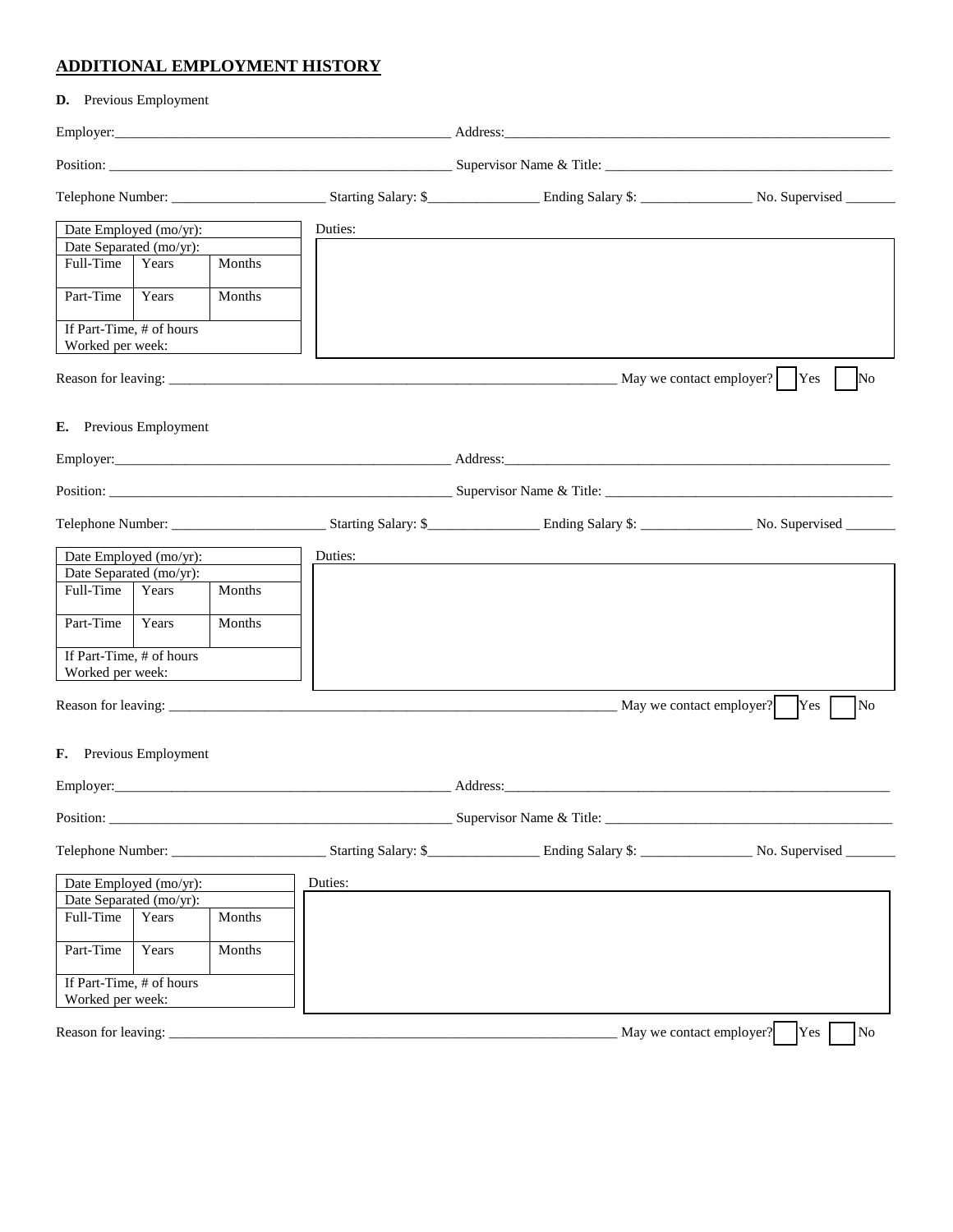## ADDITIONAL EMPLOYMENT HISTORY

**D.** Previous Employment

Employer:_________________________________________________ Address:_________________________________________________________

Position: _________________________________________________ Supervisor Name & Title: _________________________________________

Telephone Number: _____________________ Starting Salary: $_______________ Ending Salary $: _______________ No. Supervised _______

| | | |
|---|---|---|
| Date Employed (mo/yr): | | |
| Date Separated (mo/yr): | | |
| Full-Time | Years | Months |
| Part-Time | Years | Months |
| If Part-Time, # of hours Worked per week: | | |

Duties:

Reason for leaving: ____________________________________________________________________ May we contact employer? ☐ Yes ☐ No

**E.** Previous Employment

Employer:_________________________________________________ Address:_________________________________________________________

Position: _________________________________________________ Supervisor Name & Title: _________________________________________

Telephone Number: _____________________ Starting Salary: $_______________ Ending Salary $: _______________ No. Supervised _______

| | | |
|---|---|---|
| Date Employed (mo/yr): | | |
| Date Separated (mo/yr): | | |
| Full-Time | Years | Months |
| Part-Time | Years | Months |
| If Part-Time, # of hours Worked per week: | | |

Duties:

Reason for leaving: ____________________________________________________________________ May we contact employer? ☐ Yes ☐ No

**F.** Previous Employment

Employer:_________________________________________________ Address:_________________________________________________________

Position: _________________________________________________ Supervisor Name & Title: _________________________________________

Telephone Number: _____________________ Starting Salary: $_______________ Ending Salary $: _______________ No. Supervised _______

| | | |
|---|---|---|
| Date Employed (mo/yr): | | |
| Date Separated (mo/yr): | | |
| Full-Time | Years | Months |
| Part-Time | Years | Months |
| If Part-Time, # of hours Worked per week: | | |

Duties:

Reason for leaving: ____________________________________________________________________ May we contact employer? ☐ Yes ☐ No